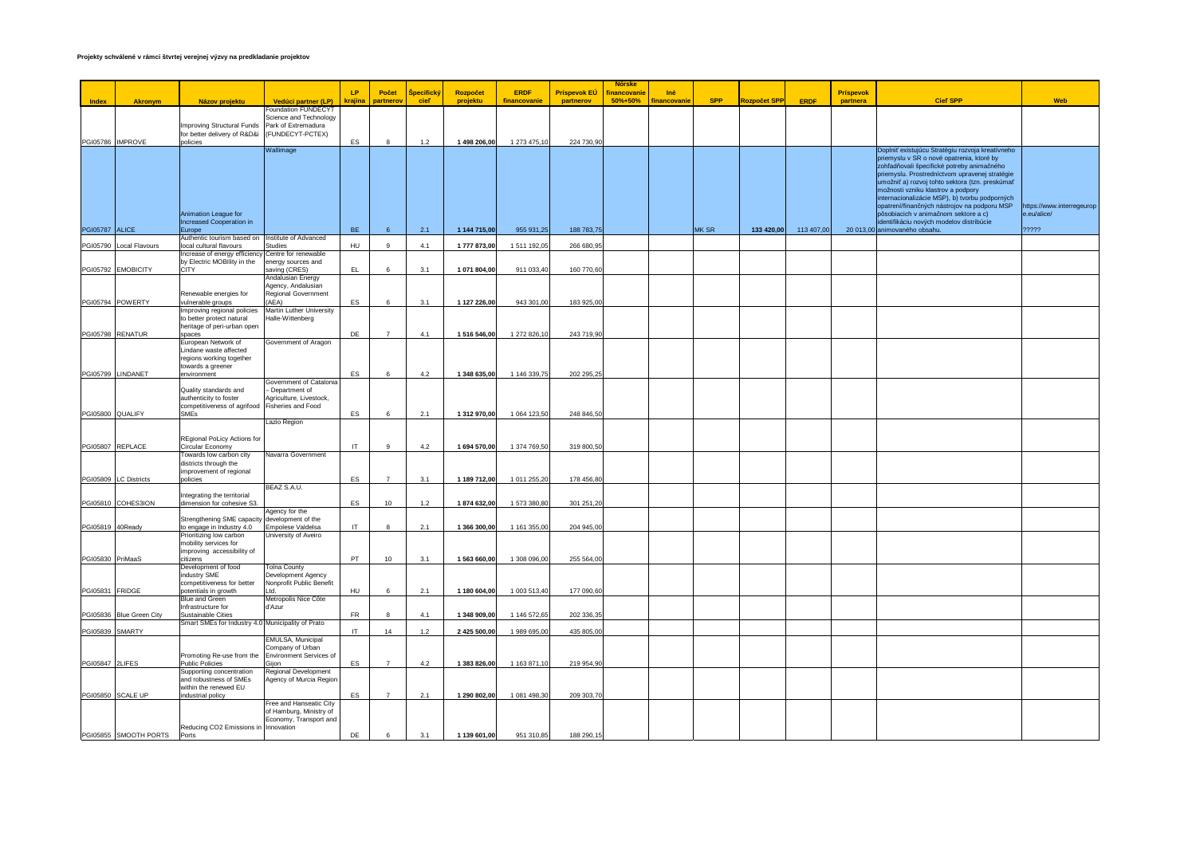**Projekty schválené v rámci štvrtej verejnej výzvy na predkladanie projektov**

| Index | Akronym | Názov projektu | Vedúci partner (LP) | LP krajina | Počet partnerov | Špecifický cieľ | Rozpočet projektu | ERDF financovanie | Príspevok EÚ partnerov | Nórske financovanie 50%+50% | Iné financovanie | SPP | Rozpočet SPP | ERDF | Príspevok partnera | Cieľ SPP | Web |
|---|---|---|---|---|---|---|---|---|---|---|---|---|---|---|---|---|---|
| PGI05786 | IMPROVE | Improving Structural Funds for better delivery of R&D&I policies | Foundation FUNDECYT Science and Technology Park of Extremadura (FUNDECYT-PCTEX) | ES | 8 | 1.2 | 1 498 206,00 | 1 273 475,10 | 224 730,90 | | | | | | | | |
| PGI05787 | ALICE | Animation League for Increased Cooperation in Europe | Wallimage | BE | 6 | 2.1 | 1 144 715,00 | 955 931,25 | 188 783,75 | | | MK SR | 133 420,00 | 113 407,00 | 20 013,00 | Doplniť existujúcu Stratégiu rozvoja kreatívneho priemyslu v SR o nové opatrenia, ktoré by zohľadňovali špecifické potreby animačného priemyslu. Prostredníctvom upravenej stratégie umožniť a) rozvoj tohto sektora (tzn. preskúmať možnosti vzniku klastrov a podpory internacionalizácie MSP), b) tvorbu podporných opatrení/finančných nástrojov na podporu MSP pôsobiacich v animačnom sektore a c) identifikáciu nových modelov distribúcie animovaného obsahu. | https://www.interregeurope.eu/alice/ ????? |
| PGI05790 | Local Flavours | Authentic tourism based on local cultural flavours | Institute of Advanced Studies | HU | 9 | 4.1 | 1 777 873,00 | 1 511 192,05 | 266 680,95 | | | | | | | | |
| PGI05792 | EMOBICITY | Increase of energy efficiency by Electric MOBility in the CITY | Centre for renewable energy sources and saving (CRES) | EL | 6 | 3.1 | 1 071 804,00 | 911 033,40 | 160 770,60 | | | | | | | | |
| PGI05794 | POWERTY | Renewable energies for vulnerable groups | Andalusian Energy Agency, Andalusian Regional Government (AEA) | ES | 6 | 3.1 | 1 127 226,00 | 943 301,00 | 183 925,00 | | | | | | | | |
| PGI05798 | RENATUR | Improving regional policies to better protect natural heritage of peri-urban open spaces | Martin Luther University Halle-Wittenberg | DE | 7 | 4.1 | 1 516 546,00 | 1 272 826,10 | 243 719,90 | | | | | | | | |
| PGI05799 | LINDANET | European Network of Lindane waste affected regions working together towards a greener environment | Government of Aragon | ES | 6 | 4.2 | 1 348 635,00 | 1 146 339,75 | 202 295,25 | | | | | | | | |
| PGI05800 | QUALIFY | Quality standards and authenticity to foster competitiveness of agrifood SMEs | Government of Catalonia - Department of Agriculture, Livestock, Fisheries and Food | ES | 6 | 2.1 | 1 312 970,00 | 1 064 123,50 | 248 846,50 | | | | | | | | |
| PGI05807 | REPLACE | REgional PoLicy Actions for Circular Economy | Lazio Region | IT | 9 | 4.2 | 1 694 570,00 | 1 374 769,50 | 319 800,50 | | | | | | | | |
| PGI05809 | LC Districts | Towards low carbon city districts through the improvement of regional policies | Navarra Government | ES | 7 | 3.1 | 1 189 712,00 | 1 011 255,20 | 178 456,80 | | | | | | | | |
| PGI05810 | COHES3ION | Integrating the territorial dimension for cohesive S3. | BEAZ S.A.U. | ES | 10 | 1.2 | 1 874 632,00 | 1 573 380,80 | 301 251,20 | | | | | | | | |
| PGI05819 | 40Ready | Strengthening SME capacity to engage in Industry 4.0 | Agency for the development of the Empolese Valdelsa | IT | 8 | 2.1 | 1 366 300,00 | 1 161 355,00 | 204 945,00 | | | | | | | | |
| PGI05830 | PriMaaS | Prioritizing low carbon mobility services for improving accessibility of citizens | University of Aveiro | PT | 10 | 3.1 | 1 563 660,00 | 1 308 096,00 | 255 564,00 | | | | | | | | |
| PGI05831 | FRIDGE | Development of food industry SME competitiveness for better potentials in growth | Tolna County Development Agency Nonprofit Public Benefit Ltd. | HU | 6 | 2.1 | 1 180 604,00 | 1 003 513,40 | 177 090,60 | | | | | | | | |
| PGI05836 | Blue Green City | Blue and Green Infrastructure for Sustainable Cities | Metropolis Nice Côte d'Azur | FR | 8 | 4.1 | 1 348 909,00 | 1 146 572,65 | 202 336,35 | | | | | | | | |
| PGI05839 | SMARTY | Smart SMEs for Industry 4.0 | Municipality of Prato | IT | 14 | 1.2 | 2 425 500,00 | 1 989 695,00 | 435 805,00 | | | | | | | | |
| PGI05847 | 2LIFES | Promoting Re-use from the Public Policies | EMULSA, Municipal Company of Urban Environment Services of Gijon | ES | 7 | 4.2 | 1 383 826,00 | 1 163 871,10 | 219 954,90 | | | | | | | | |
| PGI05850 | SCALE UP | Supporting concentration and robustness of SMEs within the renewed EU industrial policy | Regional Development Agency of Murcia Region | ES | 7 | 2.1 | 1 290 802,00 | 1 081 498,30 | 209 303,70 | | | | | | | | |
| PGI05855 | SMOOTH PORTS | Reducing CO2 Emissions in Ports | Free and Hanseatic City of Hamburg, Ministry of Economy, Transport and Innovation | DE | 6 | 3.1 | 1 139 601,00 | 951 310,85 | 188 290,15 | | | | | | | | |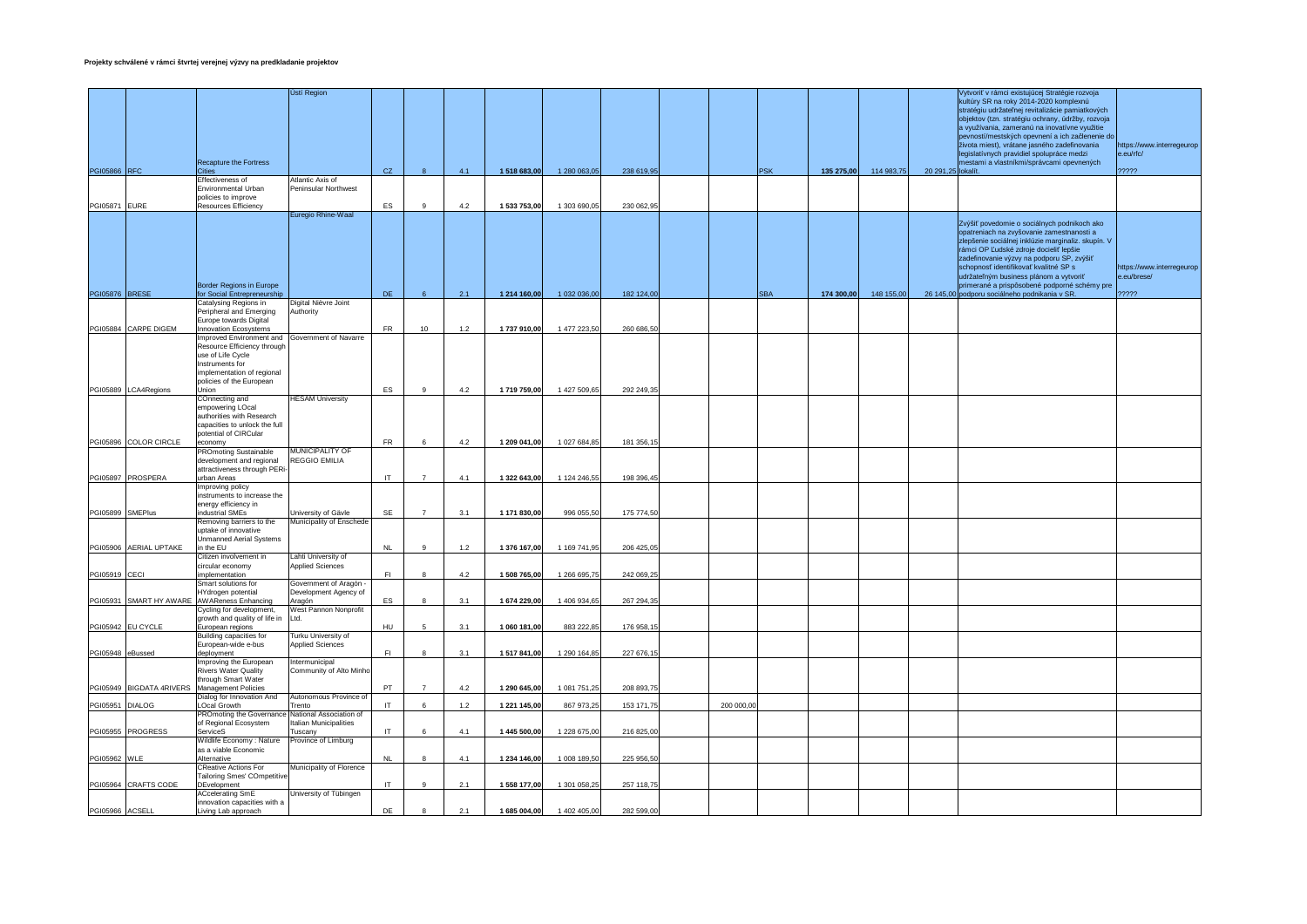**Projekty schválené v rámci štvrtej verejnej výzvy na predkladanie projektov**

| | | | | | | | | | | | | | | | | | |
|---|---|---|---|---|---|---|---|---|---|---|---|---|---|---|---|---|---|
| PGI05866 | RFC | Recapture the Fortress Cities | Ústí Region | CZ | 8 | 4.1 | 1 518 683,00 | 1 280 063,05 | 238 619,95 | | | PSK | 135 275,00 | 114 983,75 | 20 291,25 | Vytvoriť v rámci existujúcej Stratégie rozvoja kultúry SR na roky 2014-2020 komplexnú stratégiu udržateľnej revitalizácie pamiatkových objektov (tzn. stratégiu ochrany, údržby, rozvoja a využívania, zameranú na inovatívne využitie pevností/mestských opevnení a ich začlenenie do života miest), vrátane jasného zadefinovania legislatívnych pravidiel spolupráce medzi mestami a vlastníkmi/správcami opevnených lokalít. | https://www.interregeurope.eu/rfc/ ????? |
| PGI05871 | EURE | Effectiveness of Environmental Urban policies to improve Resources Efficiency | Atlantic Axis of Peninsular Northwest | ES | 9 | 4.2 | 1 533 753,00 | 1 303 690,05 | 230 062,95 | | | | | | | | |
| PGI05876 | BRESE | Border Regions in Europe for Social Entrepreneurship | Euregio Rhine-Waal | DE | 6 | 2.1 | 1 214 160,00 | 1 032 036,00 | 182 124,00 | | | SBA | 174 300,00 | 148 155,00 | 26 145,00 | Zvýšiť povedomie o sociálnych podnikoch ako opatreniach na zvyšovanie zamestnanosti a zlepšenie sociálnej inklúzie marginaliz. skupín. V rámci OP Ľudské zdroje docieliť lepšie zadefinovanie výzvy na podporu SP, zvýšiť schopnosť identifikovať kvalitné SP s udržateľným business plánom a vytvoriť primerané a prispôsobené podporné schémy pre podporu sociálneho podnikania v SR. | https://www.interregeurope.eu/brese/ ????? |
| PGI05884 | CARPE DIGEM | Catalysing Regions in Peripheral and Emerging Europe towards Digital Innovation Ecosystems | Digital Nièvre Joint Authority | FR | 10 | 1.2 | 1 737 910,00 | 1 477 223,50 | 260 686,50 | | | | | | | | |
| PGI05889 | LCA4Regions | Improved Environment and Resource Efficiency through use of Life Cycle Instruments for implementation of regional policies of the European Union | Government of Navarre | ES | 9 | 4.2 | 1 719 759,00 | 1 427 509,65 | 292 249,35 | | | | | | | | |
| PGI05896 | COLOR CIRCLE | COnnecting and empowering LOcal authorities with Research capacities to unlock the full potential of CIRCular economy | HESAM University | FR | 6 | 4.2 | 1 209 041,00 | 1 027 684,85 | 181 356,15 | | | | | | | | |
| PGI05897 | PROSPERA | PROmoting Sustainable development and regional attractiveness through PERi-urban Areas | MUNICIPALITY OF REGGIO EMILIA | IT | 7 | 4.1 | 1 322 643,00 | 1 124 246,55 | 198 396,45 | | | | | | | | |
| PGI05899 | SMEPlus | Improving policy instruments to increase the energy efficiency in industrial SMEs | University of Gävle | SE | 7 | 3.1 | 1 171 830,00 | 996 055,50 | 175 774,50 | | | | | | | | |
| PGI05906 | AERIAL UPTAKE | Removing barriers to the uptake of innovative Unmanned Aerial Systems in the EU | Municipality of Enschede | NL | 9 | 1.2 | 1 376 167,00 | 1 169 741,95 | 206 425,05 | | | | | | | | |
| PGI05919 | CECI | Citizen involvement in circular economy implementation | Lahti University of Applied Sciences | FI | 8 | 4.2 | 1 508 765,00 | 1 266 695,75 | 242 069,25 | | | | | | | | |
| PGI05931 | SMART HY AWARE | Smart solutions for HYdrogen potential AWAReness Enhancing | Government of Aragón - Development Agency of Aragón | ES | 8 | 3.1 | 1 674 229,00 | 1 406 934,65 | 267 294,35 | | | | | | | | |
| PGI05942 | EU CYCLE | Cycling for development, growth and quality of life in European regions | West Pannon Nonprofit Ltd. | HU | 5 | 3.1 | 1 060 181,00 | 883 222,85 | 176 958,15 | | | | | | | | |
| PGI05948 | eBussed | Building capacities for European-wide e-bus deployment | Turku University of Applied Sciences | FI | 8 | 3.1 | 1 517 841,00 | 1 290 164,85 | 227 676,15 | | | | | | | | |
| PGI05949 | BIGDATA 4RIVERS | Improving the European Rivers Water Quality through Smart Water Management Policies | Intermunicipal Community of Alto Minho | PT | 7 | 4.2 | 1 290 645,00 | 1 081 751,25 | 208 893,75 | | | | | | | | |
| PGI05951 | DIALOG | Dialog for Innovation And LOcal Growth | Autonomous Province of Trento | IT | 6 | 1.2 | 1 221 145,00 | 867 973,25 | 153 171,75 | | 200 000,00 | | | | | | |
| PGI05955 | PROGRESS | PROmoting the Governance of Regional Ecosystem ServiceS | National Association of Italian Municipalities Tuscany | IT | 6 | 4.1 | 1 445 500,00 | 1 228 675,00 | 216 825,00 | | | | | | | | |
| PGI05962 | WLE | Wildlife Economy : Nature as a viable Economic Alternative | Province of Limburg | NL | 8 | 4.1 | 1 234 146,00 | 1 008 189,50 | 225 956,50 | | | | | | | | |
| PGI05964 | CRAFTS CODE | CReative Actions For Tailoring Smes' COmpetitive DEvelopment | Municipality of Florence | IT | 9 | 2.1 | 1 558 177,00 | 1 301 058,25 | 257 118,75 | | | | | | | | |
| PGI05966 | ACSELL | ACcelerating SmE innovation capacities with a Living Lab approach | University of Tübingen | DE | 8 | 2.1 | 1 685 004,00 | 1 402 405,00 | 282 599,00 | | | | | | | | |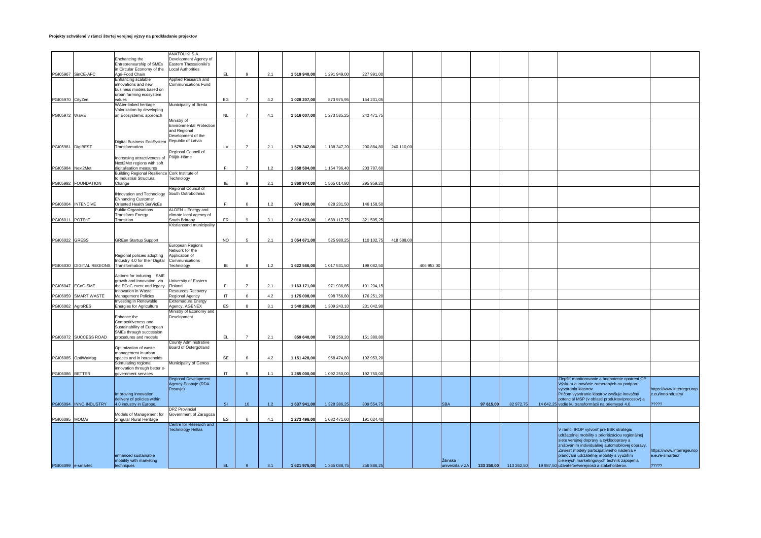**Projekty schválené v rámci štvrtej verejnej výzvy na predkladanie projektov**

| | | | | | | | | | | | | | | | | | |
|---|---|---|---|---|---|---|---|---|---|---|---|---|---|---|---|---|---|
| PGI05967 | SinCE-AFC | Enchancing the Entrepreneurship of SMEs in Circular Economy of the Agri-Food Chain | ANATOLIKI S.A. Development Agency of Eastern Thessaloniki's Local Authorities | EL | 9 | 2.1 | 1 519 940,00 | 1 291 949,00 | 227 991,00 | | | | | | | | |
| PGI05970 | CityZen | Enhancing scalable innovations and new business models based on urban farming ecosystem values | Applied Research and Communications Fund | BG | 7 | 4.2 | 1 028 207,00 | 873 975,95 | 154 231,05 | | | | | | | | |
| PGI05972 | WaVE | WAter-linked heritage Valorization by developing an Ecosystemic approach | Municipality of Breda | NL | 7 | 4.1 | 1 516 007,00 | 1 273 535,25 | 242 471,75 | | | | | | | | |
| PGI05981 | DigiBEST | Digital Business EcoSystem Transformation | Ministry of Environmental Protection and Regional Development of the Republic of Latvia | LV | 7 | 2.1 | 1 579 342,00 | 1 138 347,20 | 200 884,80 | 240 110,00 | | | | | | | |
| PGI05984 | Next2Met | Increasing attractiveness of Next2Met regions with soft digitalisation measures | Regional Council of Päijät-Häme | FI | 7 | 1.2 | 1 358 584,00 | 1 154 796,40 | 203 787,60 | | | | | | | | |
| PGI05992 | FOUNDATION | Building Regional Resilience to Industrial Structural Change | Cork Institute of Technology | IE | 9 | 2.1 | 1 860 974,00 | 1 565 014,80 | 295 959,20 | | | | | | | | |
| PGI06004 | INTENCIVE | INnovation and Technology ENhancing Customer Oriented Health SerVicEs | Regional Council of South Ostrobothnia | FI | 6 | 1.2 | 974 390,00 | 828 231,50 | 146 158,50 | | | | | | | | |
| PGI06011 | POTEnT | Public Organisations Transform Energy Transition | ALOEN – Energy and climate local agency of South Brittany | FR | 9 | 3.1 | 2 010 623,00 | 1 689 117,75 | 321 505,25 | | | | | | | | |
| PGI06022 | GRESS | GREen Startup Support | Kristiansand municipality | NO | 5 | 2.1 | 1 054 671,00 | 525 980,25 | 110 102,75 | 418 588,00 | | | | | | | |
| PGI06030 | DIGITAL REGIONS | Regional policies adopting Industry 4.0 for their Digital Transformation | European Regions Network for the Application of Communications Technology | IE | 8 | 1.2 | 1 622 566,00 | 1 017 531,50 | 198 082,50 | | 406 952,00 | | | | | | |
| PGI06047 | ECoC-SME | Actions for inducing SME growth and innovation via the ECoC event and legacy | University of Eastern Finland | FI | 7 | 2.1 | 1 163 171,00 | 971 936,85 | 191 234,15 | | | | | | | | |
| PGI06059 | SMART WASTE | Innovation in Waste Management Policies | Resources Recovery Regional Agency | IT | 6 | 4.2 | 1 175 008,00 | 998 756,80 | 176 251,20 | | | | | | | | |
| PGI06062 | AgroRES | Investing in Renewable Energies for Agriculture | Extremadura Energy Agency, AGENEX | ES | 8 | 3.1 | 1 540 286,00 | 1 309 243,10 | 231 042,90 | | | | | | | | |
| PGI06072 | SUCCESS ROAD | Enhance the Competitiveness and Sustainability of European SMEs through succession procedures and models | Ministry of Economy and Development | EL | 7 | 2.1 | 859 640,00 | 708 259,20 | 151 380,80 | | | | | | | | |
| PGI06085 | OptiWaMag | Optimization of waste management in urban spaces and in households | County Administrative Board of Östergötland | SE | 6 | 4.2 | 1 151 428,00 | 958 474,80 | 192 953,20 | | | | | | | | |
| PGI06086 | BETTER | Stimulating regional innovation through better e-government services | Municipality of Genoa | IT | 5 | 1.1 | 1 285 000,00 | 1 092 250,00 | 192 750,00 | | | | | | | | |
| PGI06094 | INNO INDUSTRY | Improving innovation delivery of policies within 4.0 industry in Europe. | Regional Development Agency Posavje (RDA Posavje) | SI | 10 | 1.2 | 1 637 941,00 | 1 328 386,25 | 309 554,75 | | | SBA | 97 615,00 | 82 972,75 | 14 642,25 | Zlepšiť monitorovanie a hodnotenie opatrení OP Výskum a inovácie zameraných na podporu vytvárania klastrov. Pričom vytváranie klastrov zvyšuje inovačný potenciál MSP (v oblasti produktov/procesov) a vedie ku transformácii na priemysel 4.0. | https://www.interregeurope.eu/innoindustry/ ????? |
| PGI06095 | MOMAr | Models of Management for Singular Rural Heritage | DPZ Provincial Government of Zaragoza | ES | 6 | 4.1 | 1 273 496,00 | 1 082 471,60 | 191 024,40 | | | | | | | | |
| PGI06099 | e-smartec | enhanced sustainable mobility with marketing techniques | Centre for Research and Technology Hellas | EL | 9 | 3.1 | 1 621 975,00 | 1 365 088,75 | 256 886,25 | | | Žilinská univerzita v ZA | 133 250,00 | 113 262,50 | 19 987,50 | V rámci IROP vytvoriť pre BSK stratégiu udržateľnej mobility s prioritizáciou regionálnej siete verejnej dopravy a cyklodopravy a znižovaním individuálnej automobilovej dopravy. Zaviesť modely participatívneho riadenia v plánovaní udržateľnej mobility s využitím cielených marketingových techník zapojenia užívateľov/verejnosti a stakeholderov. | https://www.interregeurope.eu/e-smartec/ ????? |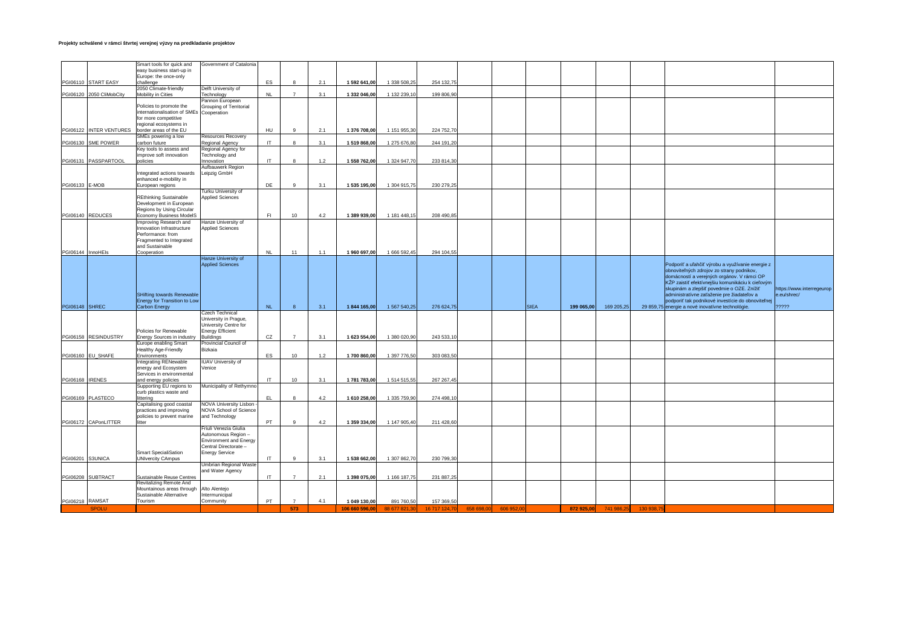**Projekty schválené v rámci štvrtej verejnej výzvy na predkladanie projektov**

| | | | | | | | | | | | | | | | | | |
|---|---|---|---|---|---|---|---|---|---|---|---|---|---|---|---|---|---|
| PGI06110 | START EASY | Smart tools for quick and easy business start-up in Europe: the once-only challenge | Government of Catalonia | ES | 8 | 2.1 | 1 592 641,00 | 1 338 508,25 | 254 132,75 | | | | | | | | |
| PGI06120 | 2050 CliMobCity | 2050 Climate-friendly Mobility in Cities | Delft University of Technology | NL | 7 | 3.1 | 1 332 046,00 | 1 132 239,10 | 199 806,90 | | | | | | | | |
| PGI06122 | INTER VENTURES | Policies to promote the internationalisation of SMEs for more competitive regional ecosystems in border areas of the EU | Pannon European Grouping of Territorial Cooperation | HU | 9 | 2.1 | 1 376 708,00 | 1 151 955,30 | 224 752,70 | | | | | | | | |
| PGI06130 | SME POWER | SMEs powering a low carbon future | Resources Recovery Regional Agency | IT | 8 | 3.1 | 1 519 868,00 | 1 275 676,80 | 244 191,20 | | | | | | | | |
| PGI06131 | PASSPARTOOL | Key tools to assess and improve soft innovation policies | Regional Agency for Technology and Innovation | IT | 8 | 1.2 | 1 558 762,00 | 1 324 947,70 | 233 814,30 | | | | | | | | |
| PGI06133 | E-MOB | Integrated actions towards enhanced e-mobility in European regions | Aufbauwerk Region Leipzig GmbH | DE | 9 | 3.1 | 1 535 195,00 | 1 304 915,75 | 230 279,25 | | | | | | | | |
| PGI06140 | REDUCES | REthinking Sustainable Development in European Regions by Using Circular Economy Business ModelS | Turku University of Applied Sciences | FI | 10 | 4.2 | 1 389 939,00 | 1 181 448,15 | 208 490,85 | | | | | | | | |
| PGI06144 | InnoHEIs | Improving Research and Innovation Infrastructure Performance: from Fragmented to Integrated and Sustainable Cooperation | Hanze University of Applied Sciences | NL | 11 | 1.1 | 1 960 697,00 | 1 666 592,45 | 294 104,55 | | | | | | | | |
| PGI06148 | SHREC | SHifting towards Renewable Energy for Transition to Low Carbon Energy | Hanze University of Applied Sciences | NL | 8 | 3.1 | 1 844 165,00 | 1 567 540,25 | 276 624,75 | | | SIEA | 199 065,00 | 169 205,25 | 29 859,75 | Podporiť a uľahčiť výrobu a využívanie energie z obnoviteľných zdrojov zo strany podnikov, domácností a verejných orgánov. V rámci OP KŽP zaistiť efektívnejšiu komunikáciu k cieľovým skupinám a zlepšiť povedmie o OZE. Znížiť administratívne zaťaženie pre žiadateľov a podporiť tak podnikové investície do obnoviteľnej energie a nové inovatívne technológie. | https://www.interregeurope.eu/shrec/ ????? |
| PGI06158 | RESINDUSTRY | Policies for Renewable Energy Sources in industry | Czech Technical University in Prague, University Centre for Energy Efficient Buildings | CZ | 7 | 3.1 | 1 623 554,00 | 1 380 020,90 | 243 533,10 | | | | | | | | |
| PGI06160 | EU_SHAFE | Europe enabling Smart Healthy Age-Friendly Environments | Provincial Council of Bizkaia | ES | 10 | 1.2 | 1 700 860,00 | 1 397 776,50 | 303 083,50 | | | | | | | | |
| PGI06168 | IRENES | Integrating RENewable energy and Ecosystem Services in environmental and energy policies | IUAV University of Venice | IT | 10 | 3.1 | 1 781 783,00 | 1 514 515,55 | 267 267,45 | | | | | | | | |
| PGI06169 | PLASTECO | Supporting EU regions to curb plastics waste and littering | Municipality of Rethymno | EL | 8 | 4.2 | 1 610 258,00 | 1 335 759,90 | 274 498,10 | | | | | | | | |
| PGI06172 | CAPonLITTER | Capitalising good coastal practices and improving policies to prevent marine litter | NOVA University Lisbon - NOVA School of Science and Technology | PT | 9 | 4.2 | 1 359 334,00 | 1 147 905,40 | 211 428,60 | | | | | | | | |
| PGI06201 | S3UNICA | Smart SpecialiSation UNIvercity CAmpus | Friuli Venezia Giulia Autonomous Region – Environment and Energy Central Directorate – Energy Service | IT | 9 | 3.1 | 1 538 662,00 | 1 307 862,70 | 230 799,30 | | | | | | | | |
| PGI06208 | SUBTRACT | Sustainable Reuse Centres | Umbrian Regional Waste and Water Agency | IT | 7 | 2.1 | 1 398 075,00 | 1 166 187,75 | 231 887,25 | | | | | | | | |
| PGI06218 | RAMSAT | Revitalizing Remote And Mountainous areas through Sustainable Alternative Tourism | Alto Alentejo Intermunicipal Community | PT | 7 | 4.1 | 1 049 130,00 | 891 760,50 | 157 369,50 | | | | | | | | |
| | SPOLU | | | | 573 | | 106 660 596,00 | 88 677 821,30 | 16 717 124,70 | 658 698,00 | 606 952,00 | | 872 925,00 | 741 986,25 | 130 938,75 | | |